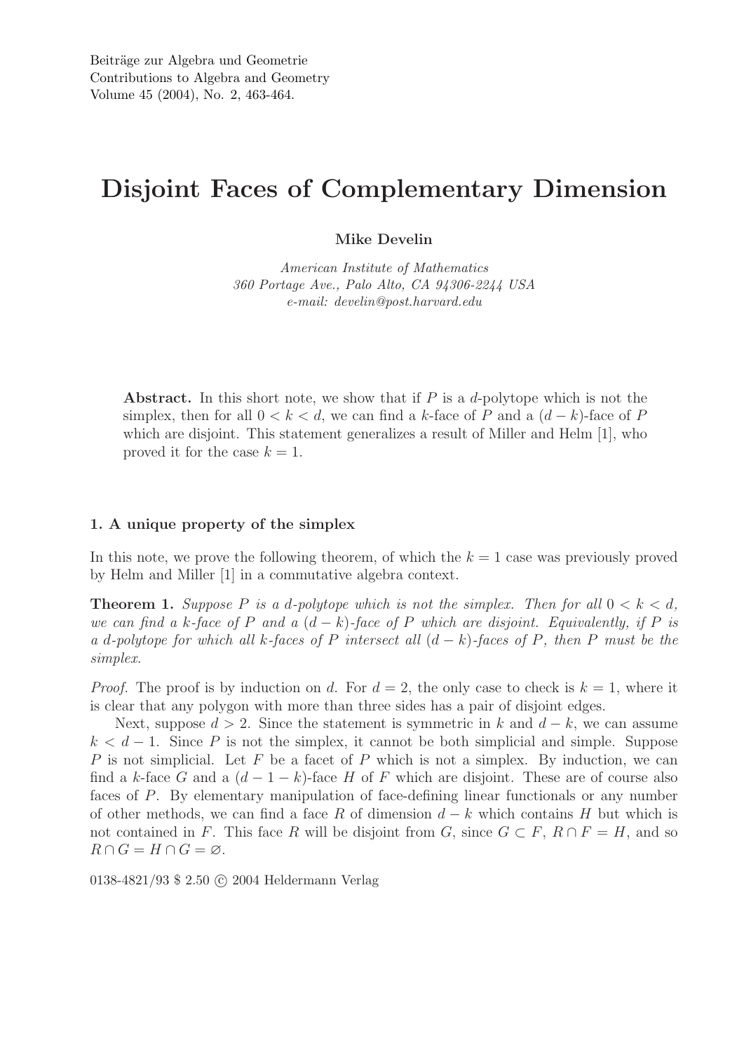# Disjoint Faces of Complementary Dimension

**Mike Develin**

*American Institute of Mathematics*
*360 Portage Ave., Palo Alto, CA 94306-2244 USA*
*e-mail: develin@post.harvard.edu*

**Abstract.** In this short note, we show that if $P$ is a $d$-polytope which is not the simplex, then for all $0 < k < d$, we can find a $k$-face of $P$ and a $(d-k)$-face of $P$ which are disjoint. This statement generalizes a result of Miller and Helm [1], who proved it for the case $k = 1$.

## 1. A unique property of the simplex

In this note, we prove the following theorem, of which the $k = 1$ case was previously proved by Helm and Miller [1] in a commutative algebra context.

**Theorem 1.** *Suppose $P$ is a $d$-polytope which is not the simplex. Then for all $0 < k < d$, we can find a $k$-face of $P$ and a $(d-k)$-face of $P$ which are disjoint. Equivalently, if $P$ is a $d$-polytope for which all $k$-faces of $P$ intersect all $(d-k)$-faces of $P$, then $P$ must be the simplex.*

*Proof.* The proof is by induction on $d$. For $d = 2$, the only case to check is $k = 1$, where it is clear that any polygon with more than three sides has a pair of disjoint edges.

Next, suppose $d > 2$. Since the statement is symmetric in $k$ and $d - k$, we can assume $k < d - 1$. Since $P$ is not the simplex, it cannot be both simplicial and simple. Suppose $P$ is not simplicial. Let $F$ be a facet of $P$ which is not a simplex. By induction, we can find a $k$-face $G$ and a $(d-1-k)$-face $H$ of $F$ which are disjoint. These are of course also faces of $P$. By elementary manipulation of face-defining linear functionals or any number of other methods, we can find a face $R$ of dimension $d - k$ which contains $H$ but which is not contained in $F$. This face $R$ will be disjoint from $G$, since $G \subset F$, $R \cap F = H$, and so $R \cap G = H \cap G = \varnothing$.

0138-4821/93 \$ 2.50 © 2004 Heldermann Verlag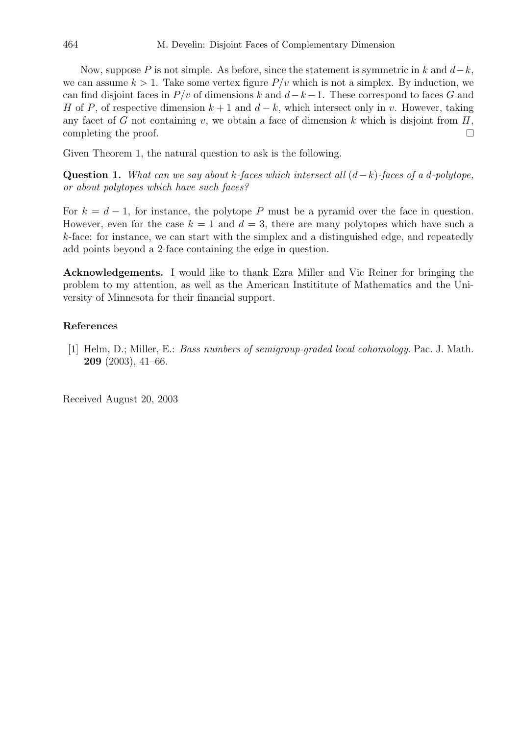Now, suppose $P$ is not simple. As before, since the statement is symmetric in $k$ and $d-k$, we can assume $k > 1$. Take some vertex figure $P/v$ which is not a simplex. By induction, we can find disjoint faces in $P/v$ of dimensions $k$ and $d-k-1$. These correspond to faces $G$ and $H$ of $P$, of respective dimension $k+1$ and $d-k$, which intersect only in $v$. However, taking any facet of $G$ not containing $v$, we obtain a face of dimension $k$ which is disjoint from $H$, completing the proof. □

Given Theorem 1, the natural question to ask is the following.

**Question 1.** *What can we say about $k$-faces which intersect all $(d-k)$-faces of a $d$-polytope, or about polytopes which have such faces?*

For $k = d-1$, for instance, the polytope $P$ must be a pyramid over the face in question. However, even for the case $k = 1$ and $d = 3$, there are many polytopes which have such a $k$-face: for instance, we can start with the simplex and a distinguished edge, and repeatedly add points beyond a 2-face containing the edge in question.

**Acknowledgements.** I would like to thank Ezra Miller and Vic Reiner for bringing the problem to my attention, as well as the American Instititute of Mathematics and the University of Minnesota for their financial support.

## References

[1] Helm, D.; Miller, E.: *Bass numbers of semigroup-graded local cohomology*. Pac. J. Math. **209** (2003), 41–66.

Received August 20, 2003